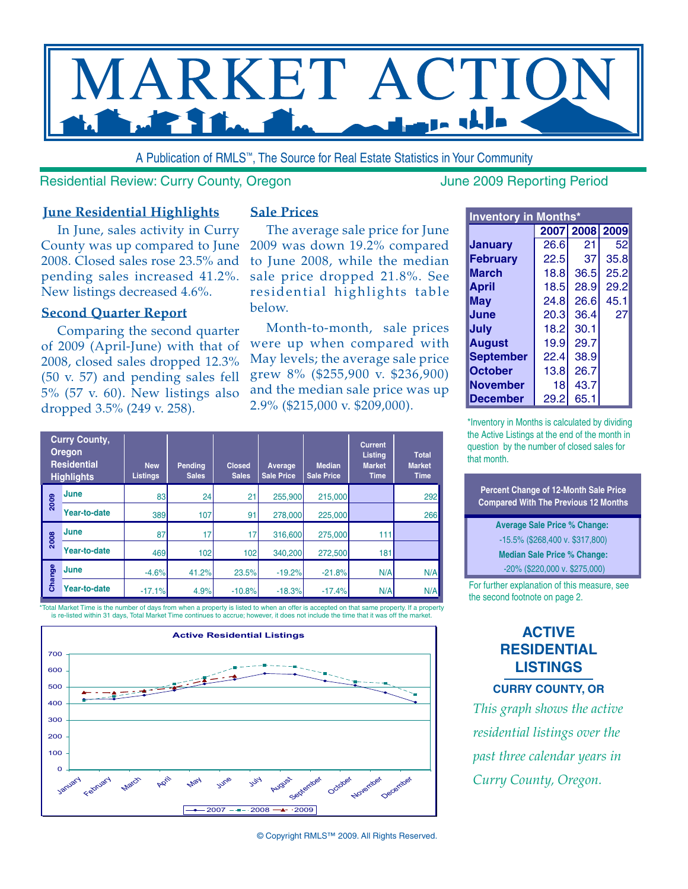# MARKET ACTION

A Publication of RMLS™, The Source for Real Estate Statistics in Your Community

Residential Review: Curry County, Oregon — June 2009 Reporting Period

## June Residential Highlights

In June, sales activity in Curry County was up compared to June 2008. Closed sales rose 23.5% and pending sales increased 41.2%. New listings decreased 4.6%.

## Second Quarter Report

Comparing the second quarter of 2009 (April-June) with that of 2008, closed sales dropped 12.3% (50 v. 57) and pending sales fell 5% (57 v. 60). New listings also dropped 3.5% (249 v. 258).

## Sale Prices

The average sale price for June 2009 was down 19.2% compared to June 2008, while the median sale price dropped 21.8%. See residential highlights table below.

Month-to-month, sale prices were up when compared with May levels; the average sale price grew 8% ($255,900 v. $236,900) and the median sale price was up 2.9% ($215,000 v. $209,000).

| Inventory in Months* | 2007 | 2008 | 2009 |
|---|---|---|---|
| January | 26.6 | 21 | 52 |
| February | 22.5 | 37 | 35.8 |
| March | 18.8 | 36.5 | 25.2 |
| April | 18.5 | 28.9 | 29.2 |
| May | 24.8 | 26.6 | 45.1 |
| June | 20.3 | 36.4 | 27 |
| July | 18.2 | 30.1 | |
| August | 19.9 | 29.7 | |
| September | 22.4 | 38.9 | |
| October | 13.8 | 26.7 | |
| November | 18 | 43.7 | |
| December | 29.2 | 65.1 | |

*Inventory in Months is calculated by dividing the Active Listings at the end of the month in question by the number of closed sales for that month.

| Curry County, Oregon Residential Highlights | | New Listings | Pending Sales | Closed Sales | Average Sale Price | Median Sale Price | Current Listing Market Time | Total Market Time |
|---|---|---|---|---|---|---|---|---|
| 2009 | June | 83 | 24 | 21 | 255,900 | 215,000 | | 292 |
| | Year-to-date | 389 | 107 | 91 | 278,000 | 225,000 | | 266 |
| 2008 | June | 87 | 17 | 17 | 316,600 | 275,000 | 111 | |
| | Year-to-date | 469 | 102 | 102 | 340,200 | 272,500 | 181 | |
| Change | June | -4.6% | 41.2% | 23.5% | -19.2% | -21.8% | N/A | N/A |
| | Year-to-date | -17.1% | 4.9% | -10.8% | -18.3% | -17.4% | N/A | N/A |

*Total Market Time is the number of days from when a property is listed to when an offer is accepted on that same property. If a property is re-listed within 31 days, Total Market Time continues to accrue; however, it does not include the time that it was off the market.

**Percent Change of 12-Month Sale Price Compared With The Previous 12 Months**

**Average Sale Price % Change:**
-15.5% ($268,400 v. $317,800)

**Median Sale Price % Change:**
-20% ($220,000 v. $275,000)

For further explanation of this measure, see the second footnote on page 2.

**Active Residential Listings**

(Line chart: Active Residential Listings, January–December, series 2007, 2008, 2009; y-axis 0–700)

## ACTIVE RESIDENTIAL LISTINGS

### CURRY COUNTY, OR

*This graph shows the active residential listings over the past three calendar years in Curry County, Oregon.*

© Copyright RMLS™ 2009. All Rights Reserved.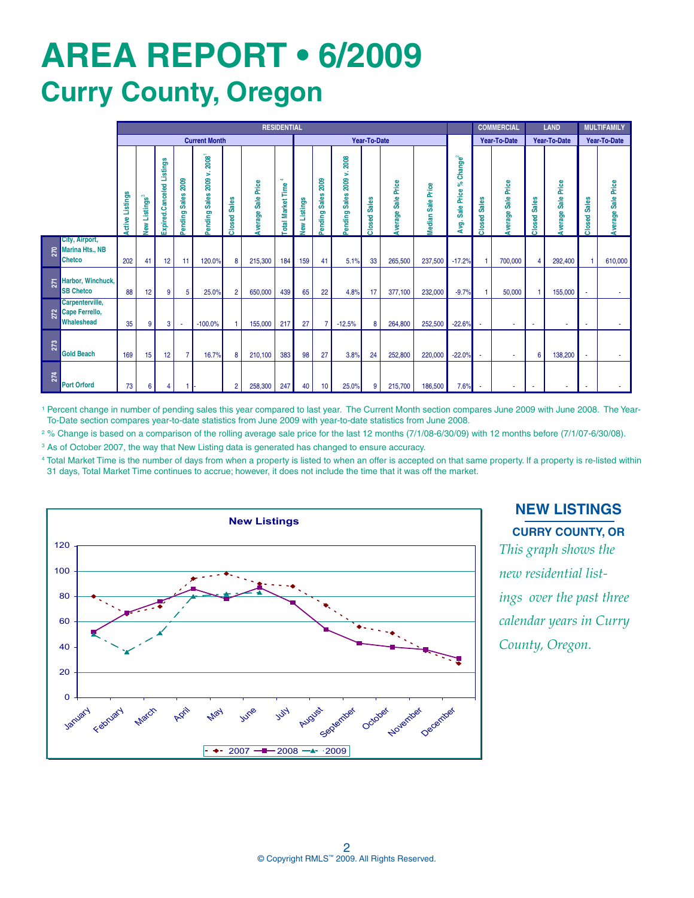# AREA REPORT • 6/2009

## Curry County, Oregon

| | | RESIDENTIAL | | | | | | | | | | | | | | | | COMMERCIAL | | LAND | | MULTIFAMILY | |
|---|---|---|---|---|---|---|---|---|---|---|---|---|---|---|---|---|---|---|---|---|---|---|---|
| | | Current Month | | | | | | | | Year-To-Date | | | | | | | | Year-To-Date | | Year-To-Date | | Year-To-Date | |
| | | Active Listings | New Listings[3] | Expired.Canceled Listings | Pending Sales 2009 | Pending Sales 2009 v. 2008[1] | Closed Sales | Average Sale Price | Total Market Time[4] | New Listings | Pending Sales 2009 | Pending Sales 2009 v. 2008 | Closed Sales | Average Sale Price | Median Sale Price | Avg. Sale Price % Change[2] | Closed Sales | Average Sale Price | Closed Sales | Average Sale Price | Closed Sales | Average Sale Price |
| 270 | City, Airport, Marina Hts., NB Chetco | 202 | 41 | 12 | 11 | 120.0% | 8 | 215,300 | 184 | 159 | 41 | 5.1% | 33 | 265,500 | 237,500 | -17.2% | 1 | 700,000 | 4 | 292,400 | 1 | 610,000 |
| 271 | Harbor, Winchuck, SB Chetco | 88 | 12 | 9 | 5 | 25.0% | 2 | 650,000 | 439 | 65 | 22 | 4.8% | 17 | 377,100 | 232,000 | -9.7% | 1 | 50,000 | 1 | 155,000 | - | - |
| 272 | Carpenterville, Cape Ferrello, Whaleshead | 35 | 9 | 3 | - | -100.0% | 1 | 155,000 | 217 | 27 | 7 | -12.5% | 8 | 264,800 | 252,500 | -22.6% | - | - | - | - | - | - |
| 273 | Gold Beach | 169 | 15 | 12 | 7 | 16.7% | 8 | 210,100 | 383 | 98 | 27 | 3.8% | 24 | 252,800 | 220,000 | -22.0% | - | - | 6 | 138,200 | - | - |
| 274 | Port Orford | 73 | 6 | 4 | 1 | - | 2 | 258,300 | 247 | 40 | 10 | 25.0% | 9 | 215,700 | 186,500 | 7.6% | - | - | - | - | - | - |

[1] Percent change in number of pending sales this year compared to last year. The Current Month section compares June 2009 with June 2008. The Year-To-Date section compares year-to-date statistics from June 2009 with year-to-date statistics from June 2008.

[2] % Change is based on a comparison of the rolling average sale price for the last 12 months (7/1/08-6/30/09) with 12 months before (7/1/07-6/30/08).

[3] As of October 2007, the way that New Listing data is generated has changed to ensure accuracy.

[4] Total Market Time is the number of days from when a property is listed to when an offer is accepted on that same property. If a property is re-listed within 31 days, Total Market Time continues to accrue; however, it does not include the time that it was off the market.

**New Listings**

## NEW LISTINGS

**CURRY COUNTY, OR**

*This graph shows the new residential listings over the past three calendar years in Curry County, Oregon.*

© Copyright RMLS™ 2009. All Rights Reserved.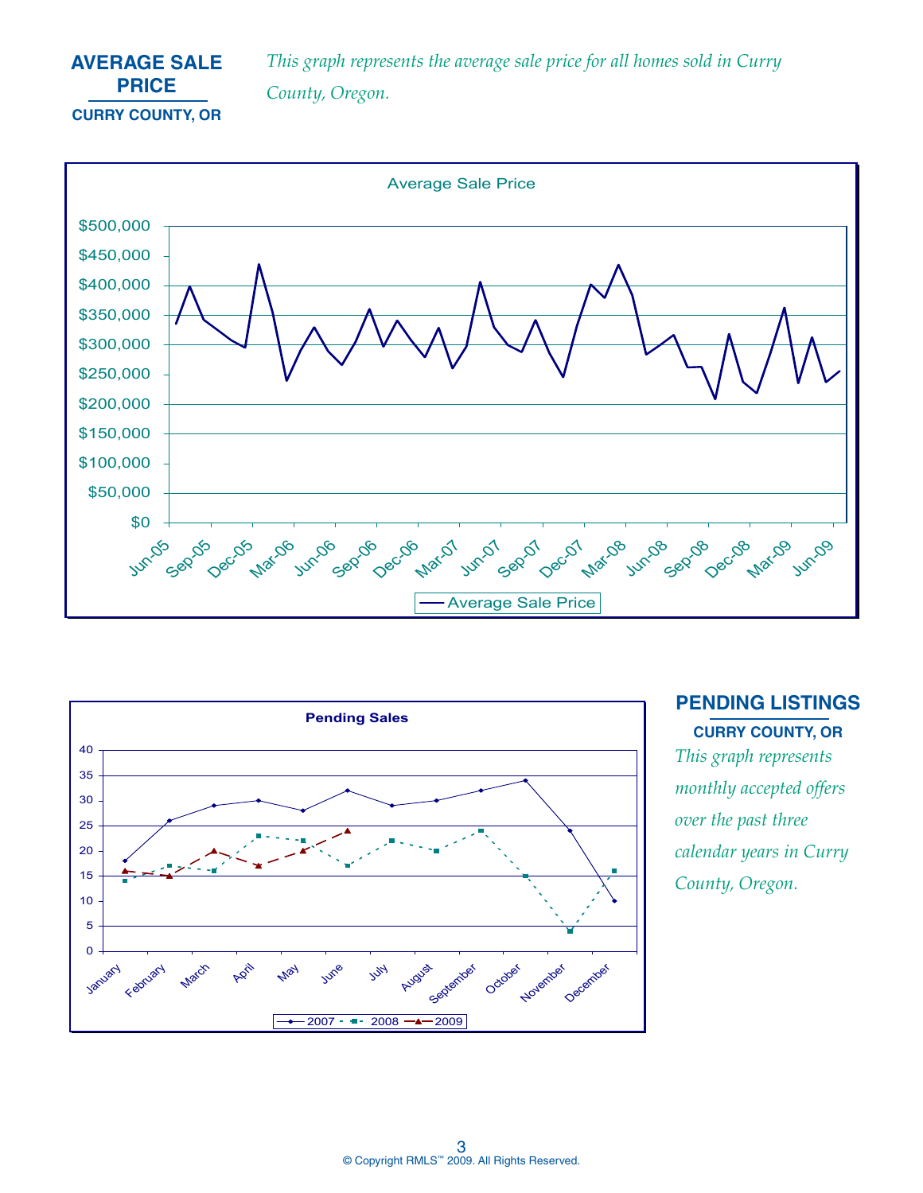## AVERAGE SALE PRICE

**CURRY COUNTY, OR**

*This graph represents the average sale price for all homes sold in Curry County, Oregon.*

## PENDING LISTINGS

**CURRY COUNTY, OR**

*This graph represents monthly accepted offers over the past three calendar years in Curry County, Oregon.*

© Copyright RMLS™ 2009. All Rights Reserved.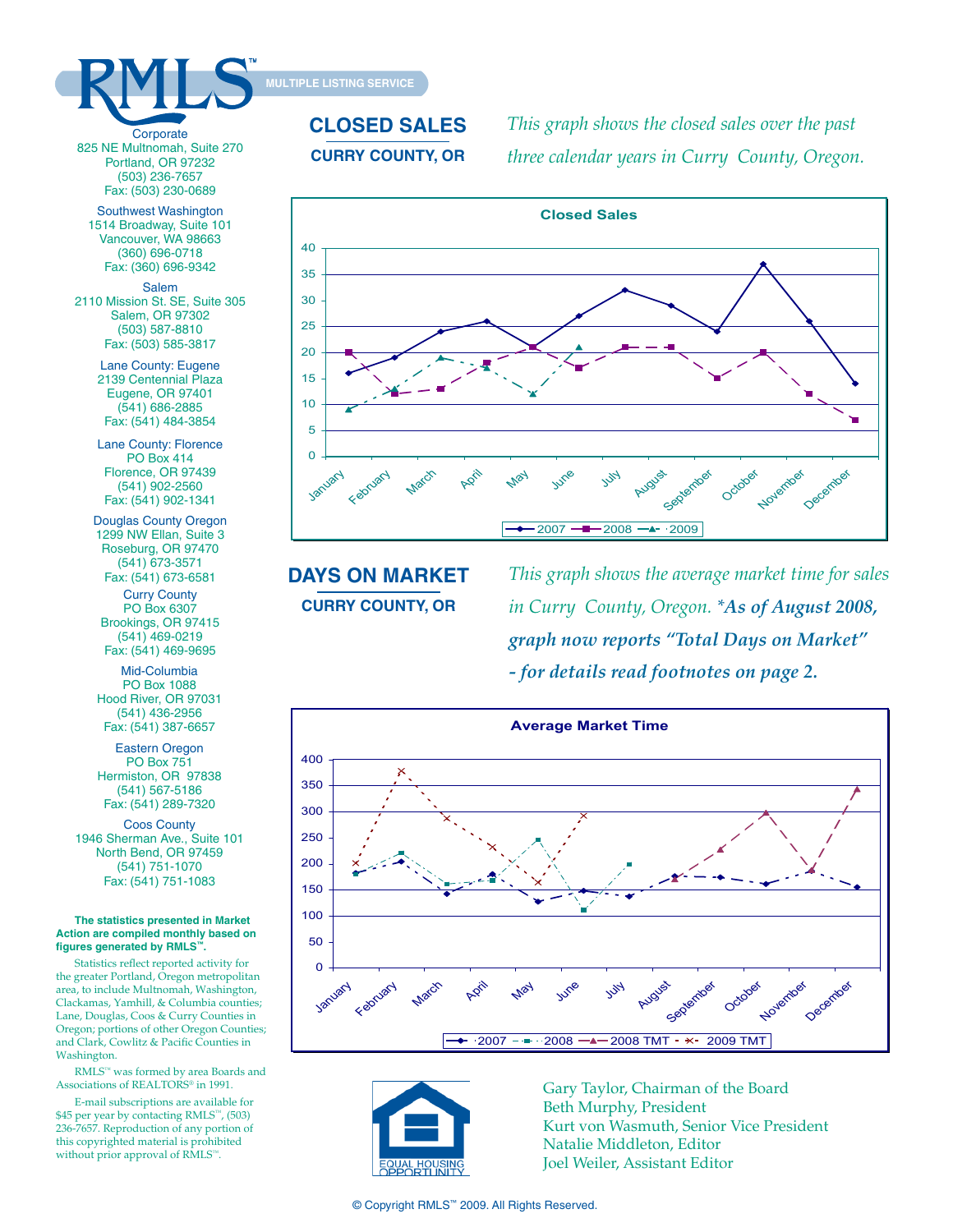RMLS™ MULTIPLE LISTING SERVICE

Corporate
825 NE Multnomah, Suite 270
Portland, OR 97232
(503) 236-7657
Fax: (503) 230-0689

Southwest Washington
1514 Broadway, Suite 101
Vancouver, WA 98663
(360) 696-0718
Fax: (360) 696-9342

Salem
2110 Mission St. SE, Suite 305
Salem, OR 97302
(503) 587-8810
Fax: (503) 585-3817

Lane County: Eugene
2139 Centennial Plaza
Eugene, OR 97401
(541) 686-2885
Fax: (541) 484-3854

Lane County: Florence
PO Box 414
Florence, OR 97439
(541) 902-2560
Fax: (541) 902-1341

Douglas County Oregon
1299 NW Ellan, Suite 3
Roseburg, OR 97470
(541) 673-3571
Fax: (541) 673-6581

Curry County
PO Box 6307
Brookings, OR 97415
(541) 469-0219
Fax: (541) 469-9695

Mid-Columbia
PO Box 1088
Hood River, OR 97031
(541) 436-2956
Fax: (541) 387-6657

Eastern Oregon
PO Box 751
Hermiston, OR 97838
(541) 567-5186
Fax: (541) 289-7320

Coos County
1946 Sherman Ave., Suite 101
North Bend, OR 97459
(541) 751-1070
Fax: (541) 751-1083

**The statistics presented in Market Action are compiled monthly based on figures generated by RMLS™.**

Statistics reflect reported activity for the greater Portland, Oregon metropolitan area, to include Multnomah, Washington, Clackamas, Yamhill, & Columbia counties; Lane, Douglas, Coos & Curry Counties in Oregon; portions of other Oregon Counties; and Clark, Cowlitz & Pacific Counties in Washington.

RMLS™ was formed by area Boards and Associations of REALTORS® in 1991.

E-mail subscriptions are available for $45 per year by contacting RMLS™, (503) 236-7657. Reproduction of any portion of this copyrighted material is prohibited without prior approval of RMLS™.

## CLOSED SALES
### CURRY COUNTY, OR

*This graph shows the closed sales over the past three calendar years in Curry County, Oregon.*

Closed Sales

40
35
30
25
20
15
10
5
0

January February March April May June July August September October November December

2007 2008 2009

## DAYS ON MARKET
### CURRY COUNTY, OR

*This graph shows the average market time for sales in Curry County, Oregon.* ***\*As of August 2008, graph now reports "Total Days on Market" - for details read footnotes on page 2.***

Average Market Time

400
350
300
250
200
150
100
50
0

January February March April May June July August September October November December

2007 2008 2008 TMT 2009 TMT

EQUAL HOUSING OPPORTUNITY

Gary Taylor, Chairman of the Board
Beth Murphy, President
Kurt von Wasmuth, Senior Vice President
Natalie Middleton, Editor
Joel Weiler, Assistant Editor

© Copyright RMLS™ 2009. All Rights Reserved.